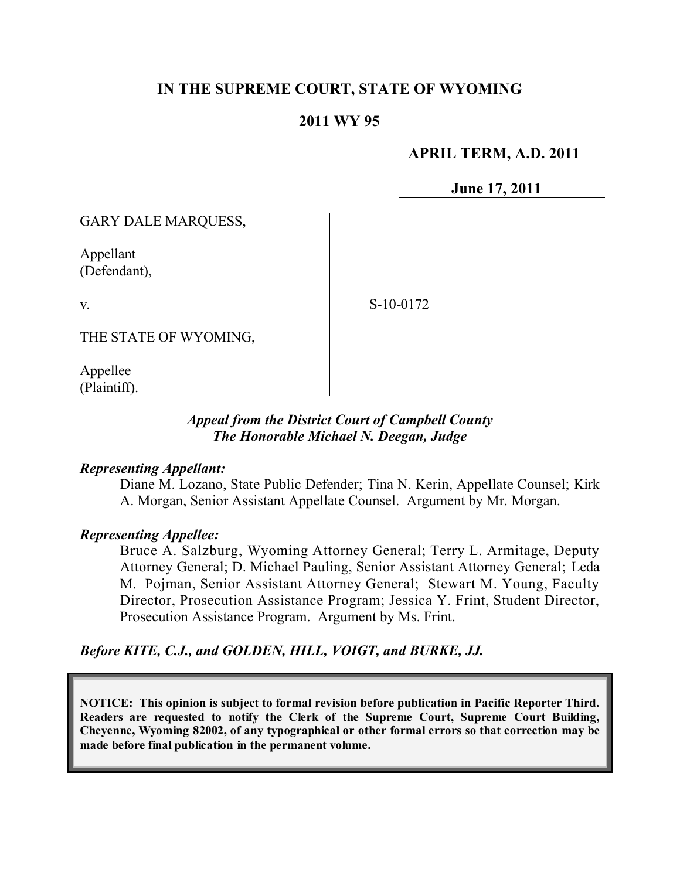**IN THE SUPREME COURT, STATE OF WYOMING**

**2011 WY 95**

**APRIL TERM, A.D. 2011**

**June 17, 2011**

GARY DALE MARQUESS,

Appellant
(Defendant),

v.

THE STATE OF WYOMING,

Appellee
(Plaintiff).

S-10-0172

***Appeal from the District Court of Campbell County***
***The Honorable Michael N. Deegan, Judge***

***Representing Appellant:***

Diane M. Lozano, State Public Defender; Tina N. Kerin, Appellate Counsel; Kirk A. Morgan, Senior Assistant Appellate Counsel. Argument by Mr. Morgan.

***Representing Appellee:***

Bruce A. Salzburg, Wyoming Attorney General; Terry L. Armitage, Deputy Attorney General; D. Michael Pauling, Senior Assistant Attorney General; Leda M. Pojman, Senior Assistant Attorney General; Stewart M. Young, Faculty Director, Prosecution Assistance Program; Jessica Y. Frint, Student Director, Prosecution Assistance Program. Argument by Ms. Frint.

***Before KITE, C.J., and GOLDEN, HILL, VOIGT, and BURKE, JJ.***

**NOTICE: This opinion is subject to formal revision before publication in Pacific Reporter Third. Readers are requested to notify the Clerk of the Supreme Court, Supreme Court Building, Cheyenne, Wyoming 82002, of any typographical or other formal errors so that correction may be made before final publication in the permanent volume.**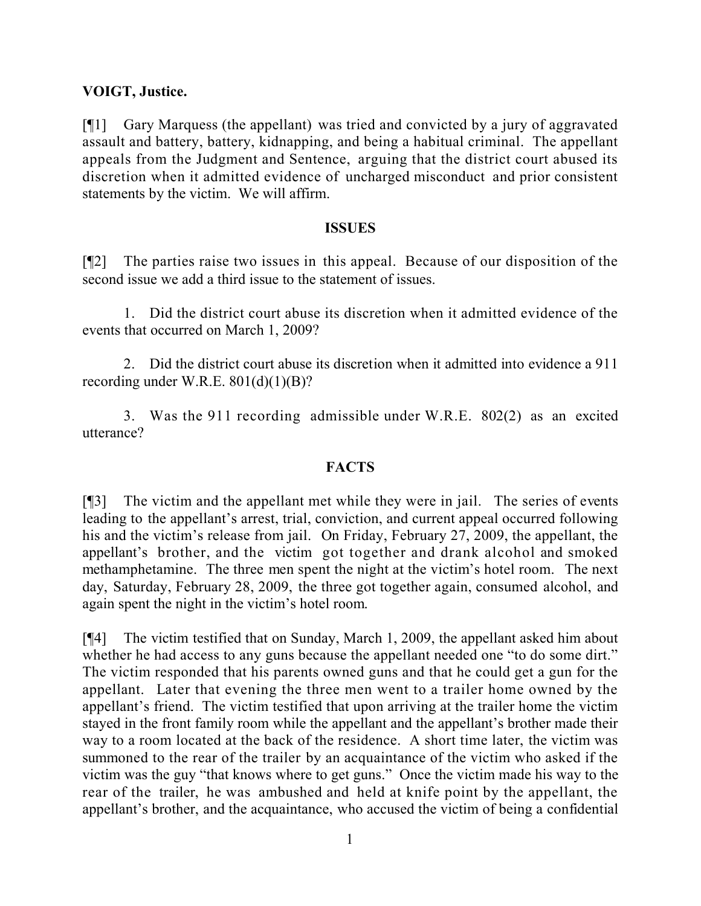**VOIGT, Justice.**

[¶1] Gary Marquess (the appellant) was tried and convicted by a jury of aggravated assault and battery, battery, kidnapping, and being a habitual criminal. The appellant appeals from the Judgment and Sentence, arguing that the district court abused its discretion when it admitted evidence of uncharged misconduct and prior consistent statements by the victim. We will affirm.

## ISSUES

[¶2] The parties raise two issues in this appeal. Because of our disposition of the second issue we add a third issue to the statement of issues.

1. Did the district court abuse its discretion when it admitted evidence of the events that occurred on March 1, 2009?

2. Did the district court abuse its discretion when it admitted into evidence a 911 recording under W.R.E. 801(d)(1)(B)?

3. Was the 911 recording admissible under W.R.E. 802(2) as an excited utterance?

## FACTS

[¶3] The victim and the appellant met while they were in jail. The series of events leading to the appellant's arrest, trial, conviction, and current appeal occurred following his and the victim's release from jail. On Friday, February 27, 2009, the appellant, the appellant's brother, and the victim got together and drank alcohol and smoked methamphetamine. The three men spent the night at the victim's hotel room. The next day, Saturday, February 28, 2009, the three got together again, consumed alcohol, and again spent the night in the victim's hotel room.

[¶4] The victim testified that on Sunday, March 1, 2009, the appellant asked him about whether he had access to any guns because the appellant needed one "to do some dirt." The victim responded that his parents owned guns and that he could get a gun for the appellant. Later that evening the three men went to a trailer home owned by the appellant's friend. The victim testified that upon arriving at the trailer home the victim stayed in the front family room while the appellant and the appellant's brother made their way to a room located at the back of the residence. A short time later, the victim was summoned to the rear of the trailer by an acquaintance of the victim who asked if the victim was the guy "that knows where to get guns." Once the victim made his way to the rear of the trailer, he was ambushed and held at knife point by the appellant, the appellant's brother, and the acquaintance, who accused the victim of being a confidential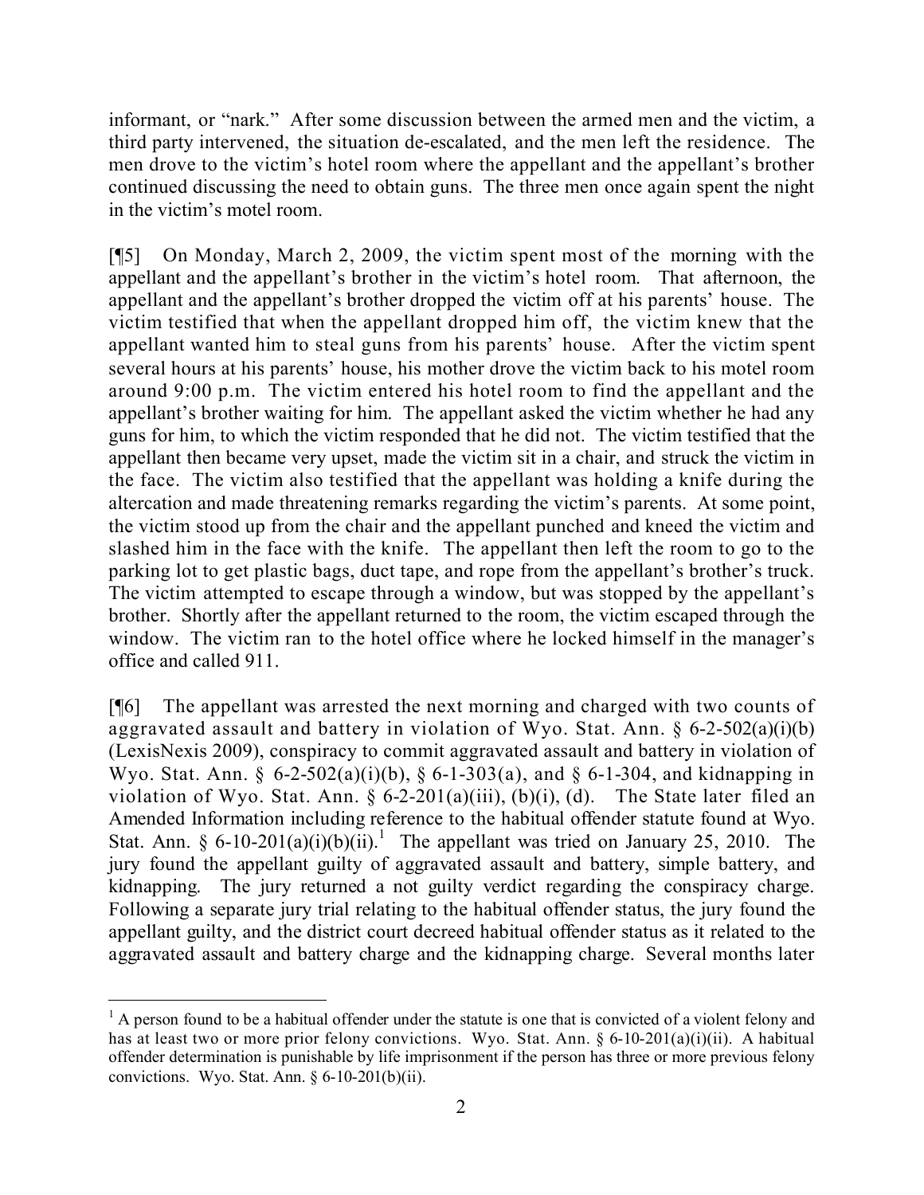informant, or "nark." After some discussion between the armed men and the victim, a third party intervened, the situation de-escalated, and the men left the residence. The men drove to the victim's hotel room where the appellant and the appellant's brother continued discussing the need to obtain guns. The three men once again spent the night in the victim's motel room.

[¶5] On Monday, March 2, 2009, the victim spent most of the morning with the appellant and the appellant's brother in the victim's hotel room. That afternoon, the appellant and the appellant's brother dropped the victim off at his parents' house. The victim testified that when the appellant dropped him off, the victim knew that the appellant wanted him to steal guns from his parents' house. After the victim spent several hours at his parents' house, his mother drove the victim back to his motel room around 9:00 p.m. The victim entered his hotel room to find the appellant and the appellant's brother waiting for him. The appellant asked the victim whether he had any guns for him, to which the victim responded that he did not. The victim testified that the appellant then became very upset, made the victim sit in a chair, and struck the victim in the face. The victim also testified that the appellant was holding a knife during the altercation and made threatening remarks regarding the victim's parents. At some point, the victim stood up from the chair and the appellant punched and kneed the victim and slashed him in the face with the knife. The appellant then left the room to go to the parking lot to get plastic bags, duct tape, and rope from the appellant's brother's truck. The victim attempted to escape through a window, but was stopped by the appellant's brother. Shortly after the appellant returned to the room, the victim escaped through the window. The victim ran to the hotel office where he locked himself in the manager's office and called 911.

[¶6] The appellant was arrested the next morning and charged with two counts of aggravated assault and battery in violation of Wyo. Stat. Ann. § 6-2-502(a)(i)(b) (LexisNexis 2009), conspiracy to commit aggravated assault and battery in violation of Wyo. Stat. Ann. § 6-2-502(a)(i)(b), § 6-1-303(a), and § 6-1-304, and kidnapping in violation of Wyo. Stat. Ann. § 6-2-201(a)(iii), (b)(i), (d). The State later filed an Amended Information including reference to the habitual offender statute found at Wyo. Stat. Ann. § 6-10-201(a)(i)(b)(ii).[1] The appellant was tried on January 25, 2010. The jury found the appellant guilty of aggravated assault and battery, simple battery, and kidnapping. The jury returned a not guilty verdict regarding the conspiracy charge. Following a separate jury trial relating to the habitual offender status, the jury found the appellant guilty, and the district court decreed habitual offender status as it related to the aggravated assault and battery charge and the kidnapping charge. Several months later

[1] A person found to be a habitual offender under the statute is one that is convicted of a violent felony and has at least two or more prior felony convictions. Wyo. Stat. Ann. § 6-10-201(a)(i)(ii). A habitual offender determination is punishable by life imprisonment if the person has three or more previous felony convictions. Wyo. Stat. Ann. § 6-10-201(b)(ii).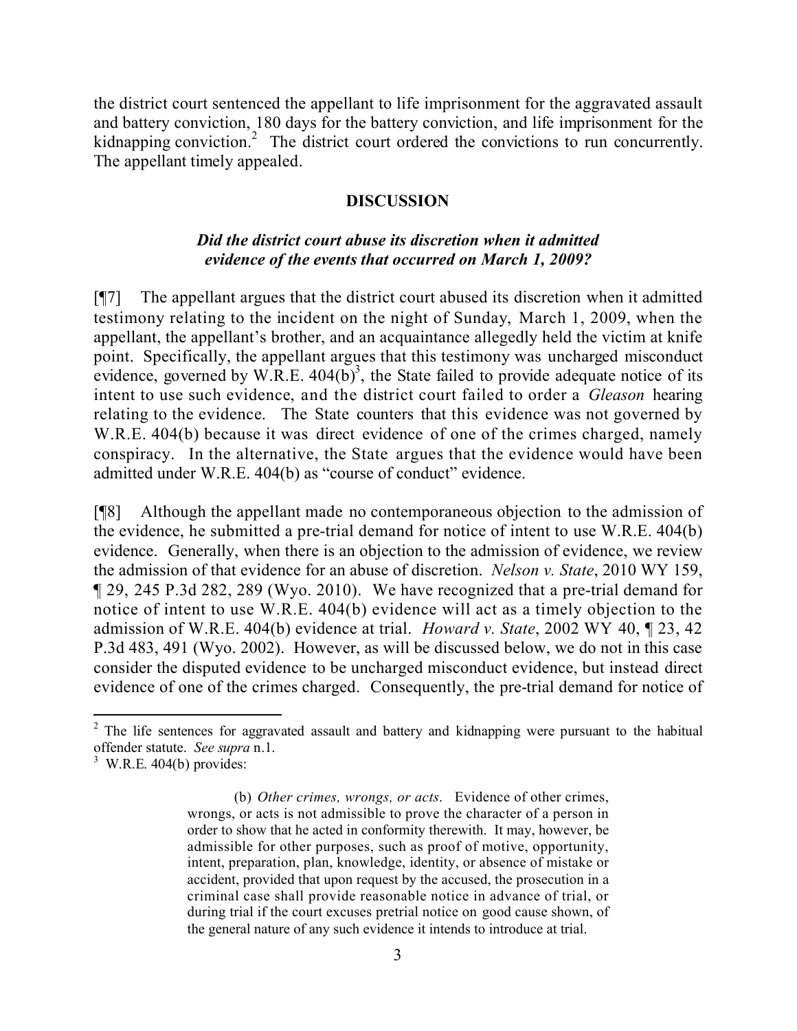the district court sentenced the appellant to life imprisonment for the aggravated assault and battery conviction, 180 days for the battery conviction, and life imprisonment for the kidnapping conviction.[2] The district court ordered the convictions to run concurrently. The appellant timely appealed.

## DISCUSSION

### *Did the district court abuse its discretion when it admitted evidence of the events that occurred on March 1, 2009?*

[¶7] The appellant argues that the district court abused its discretion when it admitted testimony relating to the incident on the night of Sunday, March 1, 2009, when the appellant, the appellant's brother, and an acquaintance allegedly held the victim at knife point. Specifically, the appellant argues that this testimony was uncharged misconduct evidence, governed by W.R.E. 404(b)[3], the State failed to provide adequate notice of its intent to use such evidence, and the district court failed to order a *Gleason* hearing relating to the evidence. The State counters that this evidence was not governed by W.R.E. 404(b) because it was direct evidence of one of the crimes charged, namely conspiracy. In the alternative, the State argues that the evidence would have been admitted under W.R.E. 404(b) as "course of conduct" evidence.

[¶8] Although the appellant made no contemporaneous objection to the admission of the evidence, he submitted a pre-trial demand for notice of intent to use W.R.E. 404(b) evidence. Generally, when there is an objection to the admission of evidence, we review the admission of that evidence for an abuse of discretion. *Nelson v. State*, 2010 WY 159, ¶ 29, 245 P.3d 282, 289 (Wyo. 2010). We have recognized that a pre-trial demand for notice of intent to use W.R.E. 404(b) evidence will act as a timely objection to the admission of W.R.E. 404(b) evidence at trial. *Howard v. State*, 2002 WY 40, ¶ 23, 42 P.3d 483, 491 (Wyo. 2002). However, as will be discussed below, we do not in this case consider the disputed evidence to be uncharged misconduct evidence, but instead direct evidence of one of the crimes charged. Consequently, the pre-trial demand for notice of

---

[2] The life sentences for aggravated assault and battery and kidnapping were pursuant to the habitual offender statute. *See supra* n.1.

[3] W.R.E. 404(b) provides:

> (b) *Other crimes, wrongs, or acts*. Evidence of other crimes, wrongs, or acts is not admissible to prove the character of a person in order to show that he acted in conformity therewith. It may, however, be admissible for other purposes, such as proof of motive, opportunity, intent, preparation, plan, knowledge, identity, or absence of mistake or accident, provided that upon request by the accused, the prosecution in a criminal case shall provide reasonable notice in advance of trial, or during trial if the court excuses pretrial notice on good cause shown, of the general nature of any such evidence it intends to introduce at trial.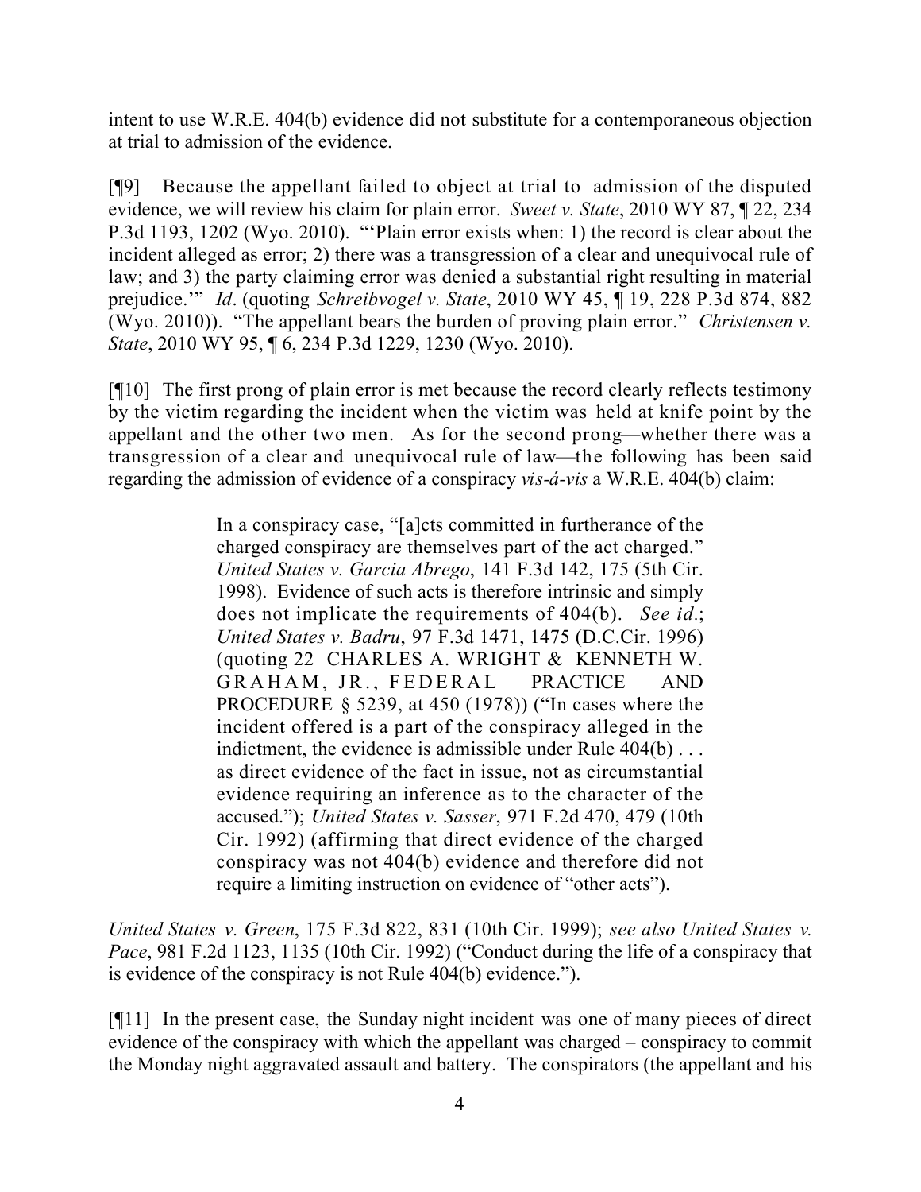intent to use W.R.E. 404(b) evidence did not substitute for a contemporaneous objection at trial to admission of the evidence.

[¶9] Because the appellant failed to object at trial to admission of the disputed evidence, we will review his claim for plain error. *Sweet v. State*, 2010 WY 87, ¶ 22, 234 P.3d 1193, 1202 (Wyo. 2010). "'Plain error exists when: 1) the record is clear about the incident alleged as error; 2) there was a transgression of a clear and unequivocal rule of law; and 3) the party claiming error was denied a substantial right resulting in material prejudice.'" *Id*. (quoting *Schreibvogel v. State*, 2010 WY 45, ¶ 19, 228 P.3d 874, 882 (Wyo. 2010)). "The appellant bears the burden of proving plain error." *Christensen v. State*, 2010 WY 95, ¶ 6, 234 P.3d 1229, 1230 (Wyo. 2010).

[¶10] The first prong of plain error is met because the record clearly reflects testimony by the victim regarding the incident when the victim was held at knife point by the appellant and the other two men. As for the second prong—whether there was a transgression of a clear and unequivocal rule of law—the following has been said regarding the admission of evidence of a conspiracy *vis-á-vis* a W.R.E. 404(b) claim:

> In a conspiracy case, "[a]cts committed in furtherance of the charged conspiracy are themselves part of the act charged." *United States v. Garcia Abrego*, 141 F.3d 142, 175 (5th Cir. 1998). Evidence of such acts is therefore intrinsic and simply does not implicate the requirements of 404(b). *See id*.; *United States v. Badru*, 97 F.3d 1471, 1475 (D.C.Cir. 1996) (quoting 22 CHARLES A. WRIGHT & KENNETH W. GRAHAM, JR., FEDERAL PRACTICE AND PROCEDURE § 5239, at 450 (1978)) ("In cases where the incident offered is a part of the conspiracy alleged in the indictment, the evidence is admissible under Rule 404(b) . . . as direct evidence of the fact in issue, not as circumstantial evidence requiring an inference as to the character of the accused."); *United States v. Sasser*, 971 F.2d 470, 479 (10th Cir. 1992) (affirming that direct evidence of the charged conspiracy was not 404(b) evidence and therefore did not require a limiting instruction on evidence of "other acts").

*United States v. Green*, 175 F.3d 822, 831 (10th Cir. 1999); *see also United States v. Pace*, 981 F.2d 1123, 1135 (10th Cir. 1992) ("Conduct during the life of a conspiracy that is evidence of the conspiracy is not Rule 404(b) evidence.").

[¶11] In the present case, the Sunday night incident was one of many pieces of direct evidence of the conspiracy with which the appellant was charged – conspiracy to commit the Monday night aggravated assault and battery. The conspirators (the appellant and his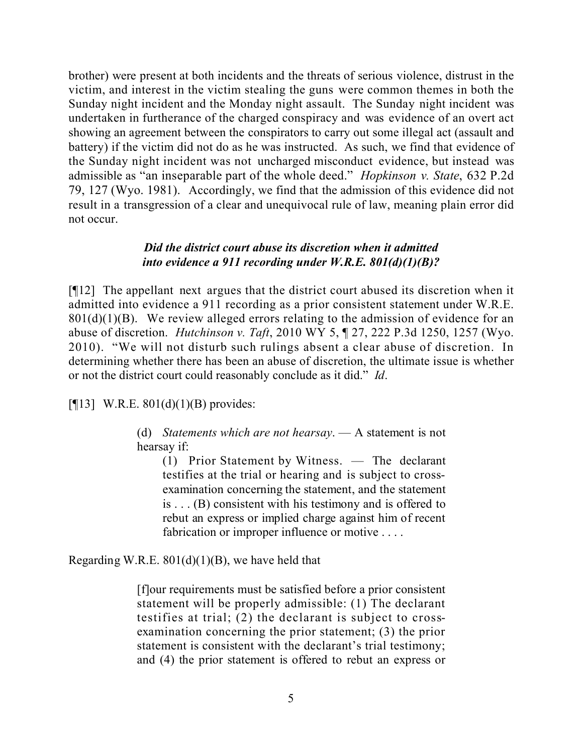brother) were present at both incidents and the threats of serious violence, distrust in the victim, and interest in the victim stealing the guns were common themes in both the Sunday night incident and the Monday night assault. The Sunday night incident was undertaken in furtherance of the charged conspiracy and was evidence of an overt act showing an agreement between the conspirators to carry out some illegal act (assault and battery) if the victim did not do as he was instructed. As such, we find that evidence of the Sunday night incident was not uncharged misconduct evidence, but instead was admissible as "an inseparable part of the whole deed." *Hopkinson v. State*, 632 P.2d 79, 127 (Wyo. 1981). Accordingly, we find that the admission of this evidence did not result in a transgression of a clear and unequivocal rule of law, meaning plain error did not occur.

***Did the district court abuse its discretion when it admitted into evidence a 911 recording under W.R.E. 801(d)(1)(B)?***

[¶12] The appellant next argues that the district court abused its discretion when it admitted into evidence a 911 recording as a prior consistent statement under W.R.E. 801(d)(1)(B). We review alleged errors relating to the admission of evidence for an abuse of discretion. *Hutchinson v. Taft*, 2010 WY 5, ¶ 27, 222 P.3d 1250, 1257 (Wyo. 2010). "We will not disturb such rulings absent a clear abuse of discretion. In determining whether there has been an abuse of discretion, the ultimate issue is whether or not the district court could reasonably conclude as it did." *Id*.

[¶13] W.R.E. 801(d)(1)(B) provides:

> (d) *Statements which are not hearsay*. — A statement is not hearsay if:
>
> (1) Prior Statement by Witness. — The declarant testifies at the trial or hearing and is subject to cross-examination concerning the statement, and the statement is . . . (B) consistent with his testimony and is offered to rebut an express or implied charge against him of recent fabrication or improper influence or motive . . . .

Regarding W.R.E. 801(d)(1)(B), we have held that

> [f]our requirements must be satisfied before a prior consistent statement will be properly admissible: (1) The declarant testifies at trial; (2) the declarant is subject to cross-examination concerning the prior statement; (3) the prior statement is consistent with the declarant's trial testimony; and (4) the prior statement is offered to rebut an express or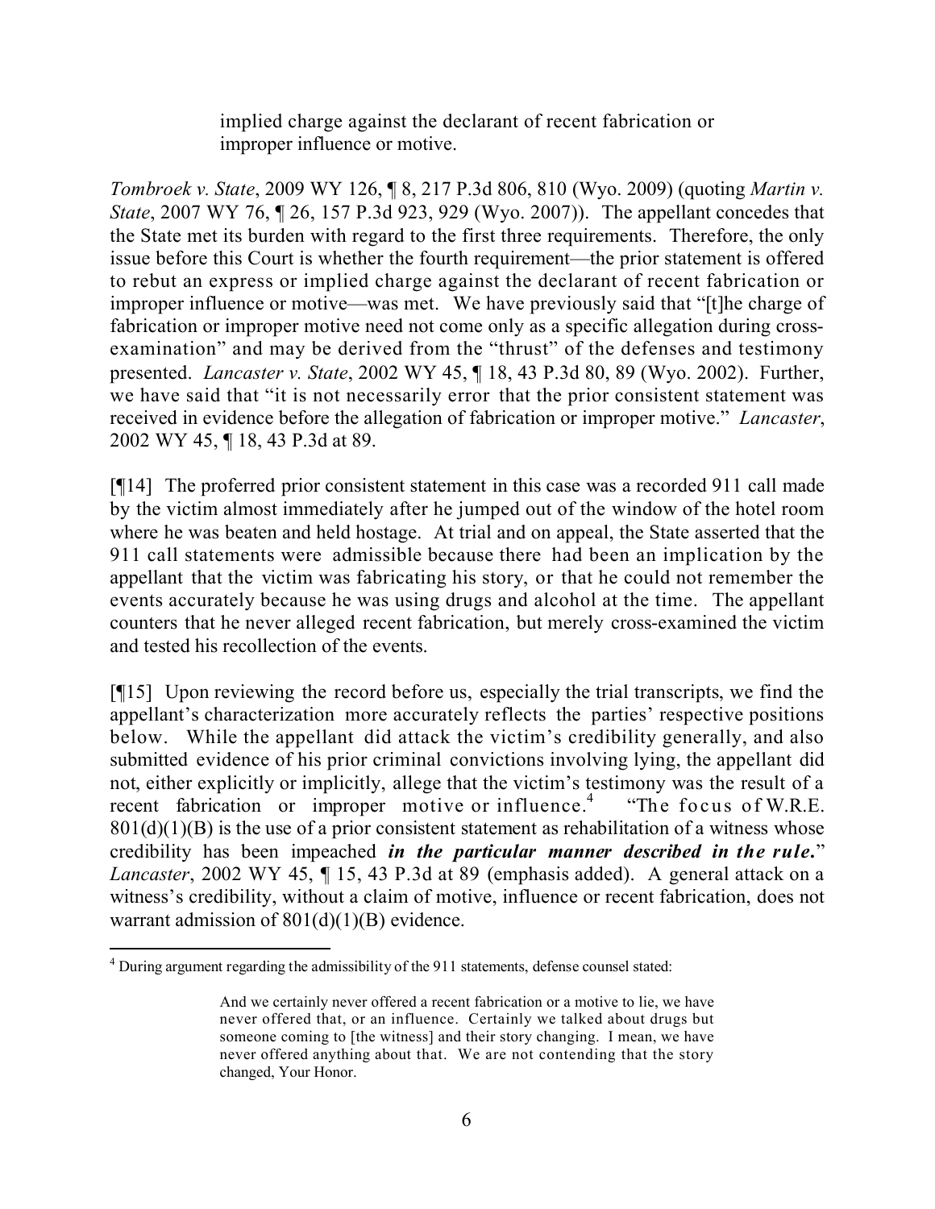> implied charge against the declarant of recent fabrication or improper influence or motive.

*Tombroek v. State*, 2009 WY 126, ¶ 8, 217 P.3d 806, 810 (Wyo. 2009) (quoting *Martin v. State*, 2007 WY 76, ¶ 26, 157 P.3d 923, 929 (Wyo. 2007)). The appellant concedes that the State met its burden with regard to the first three requirements. Therefore, the only issue before this Court is whether the fourth requirement—the prior statement is offered to rebut an express or implied charge against the declarant of recent fabrication or improper influence or motive—was met. We have previously said that "[t]he charge of fabrication or improper motive need not come only as a specific allegation during cross-examination" and may be derived from the "thrust" of the defenses and testimony presented. *Lancaster v. State*, 2002 WY 45, ¶ 18, 43 P.3d 80, 89 (Wyo. 2002). Further, we have said that "it is not necessarily error that the prior consistent statement was received in evidence before the allegation of fabrication or improper motive." *Lancaster*, 2002 WY 45, ¶ 18, 43 P.3d at 89.

[¶14] The proferred prior consistent statement in this case was a recorded 911 call made by the victim almost immediately after he jumped out of the window of the hotel room where he was beaten and held hostage. At trial and on appeal, the State asserted that the 911 call statements were admissible because there had been an implication by the appellant that the victim was fabricating his story, or that he could not remember the events accurately because he was using drugs and alcohol at the time. The appellant counters that he never alleged recent fabrication, but merely cross-examined the victim and tested his recollection of the events.

[¶15] Upon reviewing the record before us, especially the trial transcripts, we find the appellant's characterization more accurately reflects the parties' respective positions below. While the appellant did attack the victim's credibility generally, and also submitted evidence of his prior criminal convictions involving lying, the appellant did not, either explicitly or implicitly, allege that the victim's testimony was the result of a recent fabrication or improper motive or influence.[4] "The focus of W.R.E. 801(d)(1)(B) is the use of a prior consistent statement as rehabilitation of a witness whose credibility has been impeached ***in the particular manner described in the rule***." *Lancaster*, 2002 WY 45, ¶ 15, 43 P.3d at 89 (emphasis added). A general attack on a witness's credibility, without a claim of motive, influence or recent fabrication, does not warrant admission of 801(d)(1)(B) evidence.

---

[4] During argument regarding the admissibility of the 911 statements, defense counsel stated:

> And we certainly never offered a recent fabrication or a motive to lie, we have never offered that, or an influence. Certainly we talked about drugs but someone coming to [the witness] and their story changing. I mean, we have never offered anything about that. We are not contending that the story changed, Your Honor.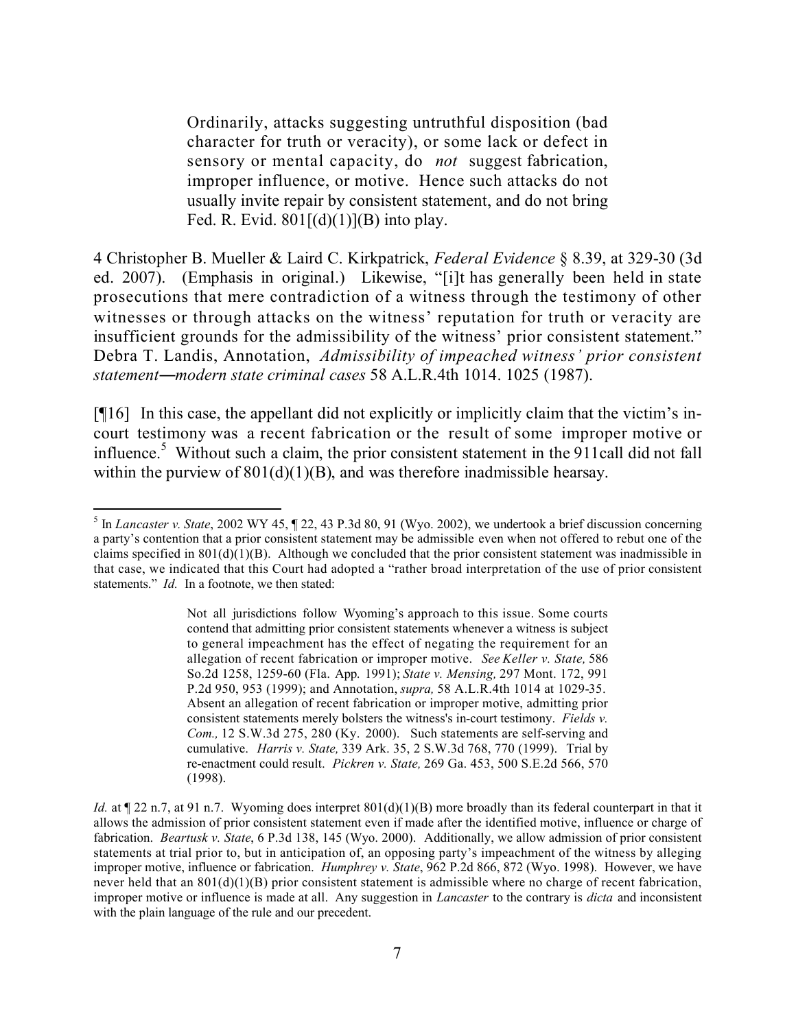> Ordinarily, attacks suggesting untruthful disposition (bad character for truth or veracity), or some lack or defect in sensory or mental capacity, do *not* suggest fabrication, improper influence, or motive. Hence such attacks do not usually invite repair by consistent statement, and do not bring Fed. R. Evid. 801[(d)(1)](B) into play.

4 Christopher B. Mueller & Laird C. Kirkpatrick, *Federal Evidence* § 8.39, at 329-30 (3d ed. 2007). (Emphasis in original.) Likewise, "[i]t has generally been held in state prosecutions that mere contradiction of a witness through the testimony of other witnesses or through attacks on the witness' reputation for truth or veracity are insufficient grounds for the admissibility of the witness' prior consistent statement." Debra T. Landis, Annotation, *Admissibility of impeached witness' prior consistent statement—modern state criminal cases* 58 A.L.R.4th 1014. 1025 (1987).

[¶16] In this case, the appellant did not explicitly or implicitly claim that the victim's in-court testimony was a recent fabrication or the result of some improper motive or influence.[5] Without such a claim, the prior consistent statement in the 911call did not fall within the purview of 801(d)(1)(B), and was therefore inadmissible hearsay.

---

[5] In *Lancaster v. State*, 2002 WY 45, ¶ 22, 43 P.3d 80, 91 (Wyo. 2002), we undertook a brief discussion concerning a party's contention that a prior consistent statement may be admissible even when not offered to rebut one of the claims specified in 801(d)(1)(B). Although we concluded that the prior consistent statement was inadmissible in that case, we indicated that this Court had adopted a "rather broad interpretation of the use of prior consistent statements." *Id.* In a footnote, we then stated:

> Not all jurisdictions follow Wyoming's approach to this issue. Some courts contend that admitting prior consistent statements whenever a witness is subject to general impeachment has the effect of negating the requirement for an allegation of recent fabrication or improper motive. *See Keller v. State,* 586 So.2d 1258, 1259-60 (Fla. App. 1991); *State v. Mensing,* 297 Mont. 172, 991 P.2d 950, 953 (1999); and Annotation, *supra,* 58 A.L.R.4th 1014 at 1029-35. Absent an allegation of recent fabrication or improper motive, admitting prior consistent statements merely bolsters the witness's in-court testimony. *Fields v. Com.,* 12 S.W.3d 275, 280 (Ky. 2000). Such statements are self-serving and cumulative. *Harris v. State,* 339 Ark. 35, 2 S.W.3d 768, 770 (1999). Trial by re-enactment could result. *Pickren v. State,* 269 Ga. 453, 500 S.E.2d 566, 570 (1998).

*Id.* at ¶ 22 n.7, at 91 n.7. Wyoming does interpret 801(d)(1)(B) more broadly than its federal counterpart in that it allows the admission of prior consistent statement even if made after the identified motive, influence or charge of fabrication. *Beartusk v. State*, 6 P.3d 138, 145 (Wyo. 2000). Additionally, we allow admission of prior consistent statements at trial prior to, but in anticipation of, an opposing party's impeachment of the witness by alleging improper motive, influence or fabrication. *Humphrey v. State*, 962 P.2d 866, 872 (Wyo. 1998). However, we have never held that an 801(d)(1)(B) prior consistent statement is admissible where no charge of recent fabrication, improper motive or influence is made at all. Any suggestion in *Lancaster* to the contrary is *dicta* and inconsistent with the plain language of the rule and our precedent.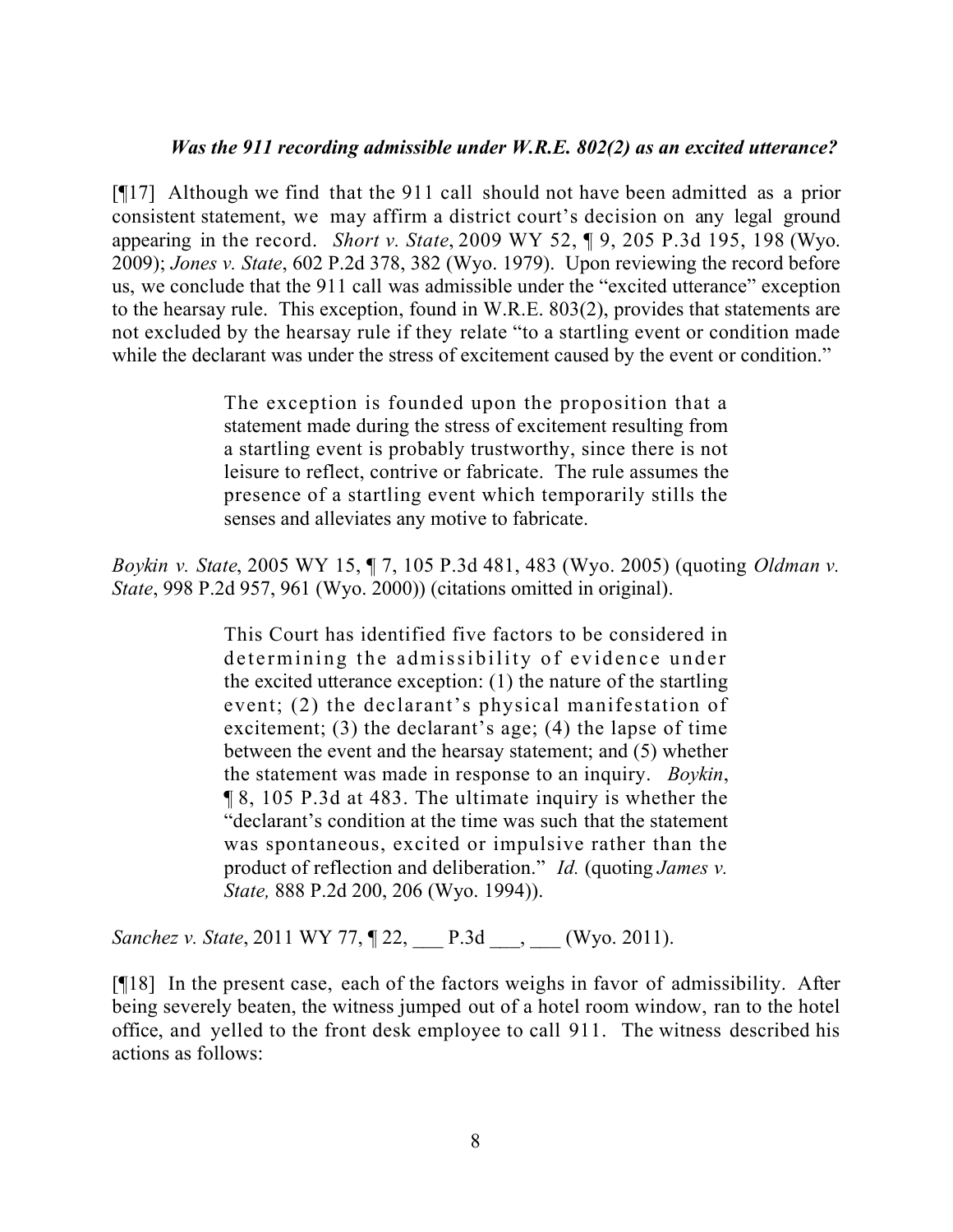***Was the 911 recording admissible under W.R.E. 802(2) as an excited utterance?***

[¶17] Although we find that the 911 call should not have been admitted as a prior consistent statement, we may affirm a district court's decision on any legal ground appearing in the record. *Short v. State*, 2009 WY 52, ¶ 9, 205 P.3d 195, 198 (Wyo. 2009); *Jones v. State*, 602 P.2d 378, 382 (Wyo. 1979). Upon reviewing the record before us, we conclude that the 911 call was admissible under the "excited utterance" exception to the hearsay rule. This exception, found in W.R.E. 803(2), provides that statements are not excluded by the hearsay rule if they relate "to a startling event or condition made while the declarant was under the stress of excitement caused by the event or condition."

> The exception is founded upon the proposition that a statement made during the stress of excitement resulting from a startling event is probably trustworthy, since there is not leisure to reflect, contrive or fabricate. The rule assumes the presence of a startling event which temporarily stills the senses and alleviates any motive to fabricate.

*Boykin v. State*, 2005 WY 15, ¶ 7, 105 P.3d 481, 483 (Wyo. 2005) (quoting *Oldman v. State*, 998 P.2d 957, 961 (Wyo. 2000)) (citations omitted in original).

> This Court has identified five factors to be considered in determining the admissibility of evidence under the excited utterance exception: (1) the nature of the startling event; (2) the declarant's physical manifestation of excitement; (3) the declarant's age; (4) the lapse of time between the event and the hearsay statement; and (5) whether the statement was made in response to an inquiry. *Boykin*, ¶ 8, 105 P.3d at 483. The ultimate inquiry is whether the "declarant's condition at the time was such that the statement was spontaneous, excited or impulsive rather than the product of reflection and deliberation." *Id.* (quoting *James v. State,* 888 P.2d 200, 206 (Wyo. 1994)).

*Sanchez v. State*, 2011 WY 77, ¶ 22, ___ P.3d ___, ___ (Wyo. 2011).

[¶18] In the present case, each of the factors weighs in favor of admissibility. After being severely beaten, the witness jumped out of a hotel room window, ran to the hotel office, and yelled to the front desk employee to call 911. The witness described his actions as follows: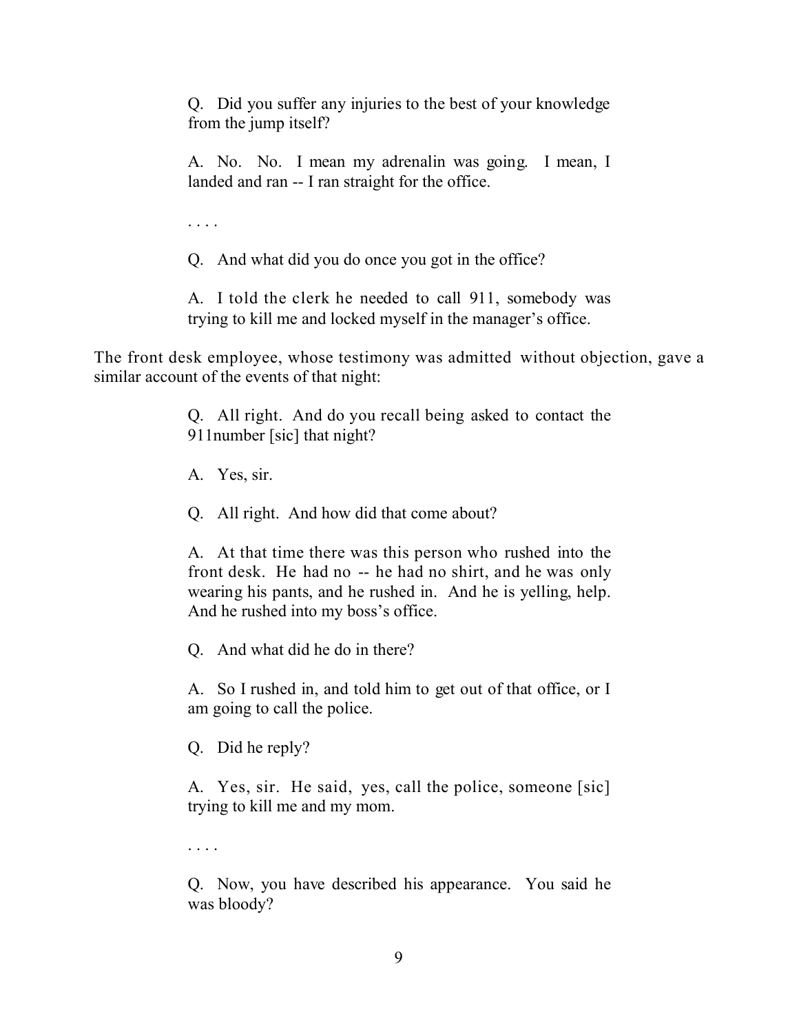> Q. Did you suffer any injuries to the best of your knowledge from the jump itself?
>
> A. No. No. I mean my adrenalin was going. I mean, I landed and ran -- I ran straight for the office.
>
> . . . .
>
> Q. And what did you do once you got in the office?
>
> A. I told the clerk he needed to call 911, somebody was trying to kill me and locked myself in the manager's office.

The front desk employee, whose testimony was admitted without objection, gave a similar account of the events of that night:

> Q. All right. And do you recall being asked to contact the 911number [sic] that night?
>
> A. Yes, sir.
>
> Q. All right. And how did that come about?
>
> A. At that time there was this person who rushed into the front desk. He had no -- he had no shirt, and he was only wearing his pants, and he rushed in. And he is yelling, help. And he rushed into my boss's office.
>
> Q. And what did he do in there?
>
> A. So I rushed in, and told him to get out of that office, or I am going to call the police.
>
> Q. Did he reply?
>
> A. Yes, sir. He said, yes, call the police, someone [sic] trying to kill me and my mom.
>
> . . . .
>
> Q. Now, you have described his appearance. You said he was bloody?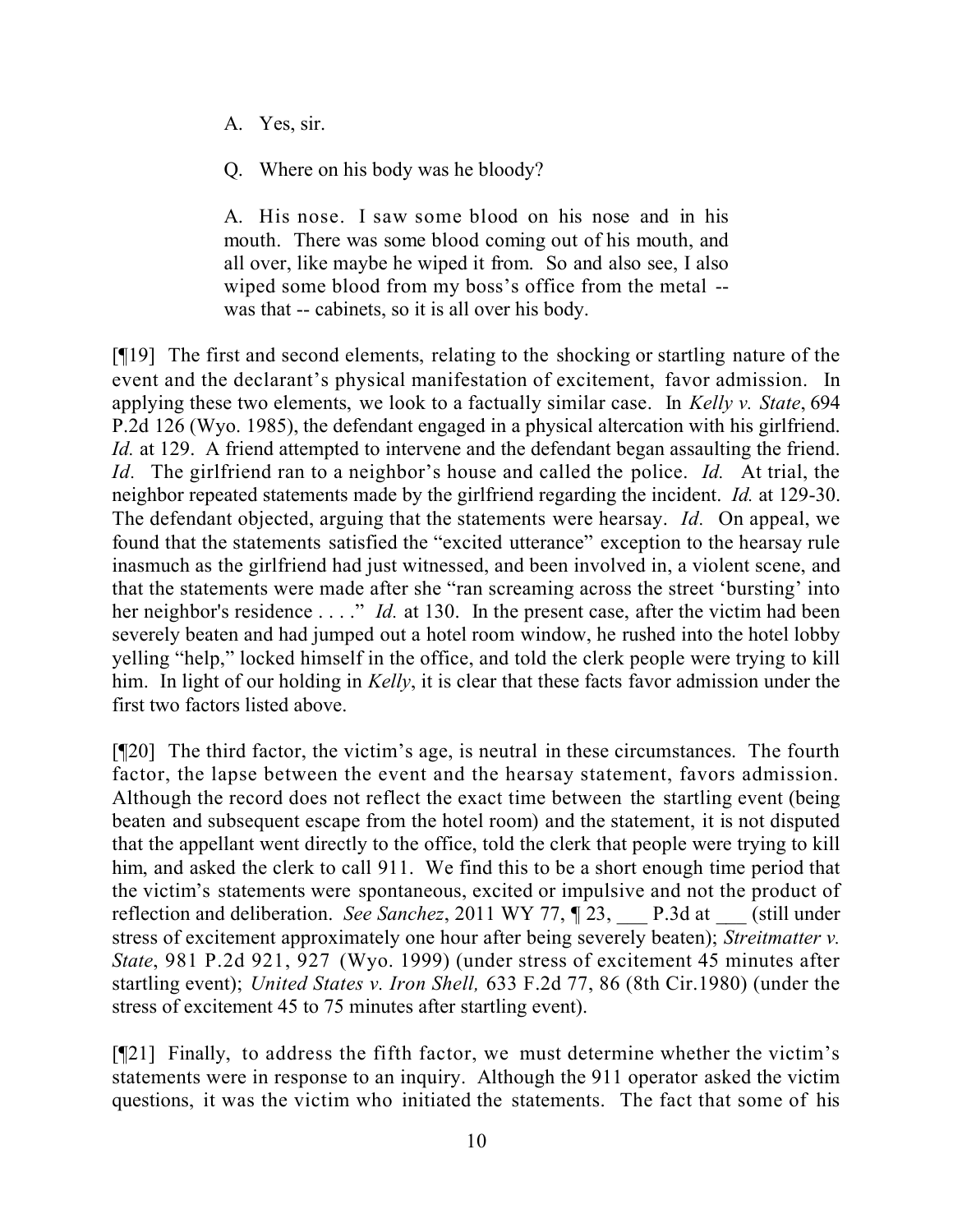> A. Yes, sir.
>
> Q. Where on his body was he bloody?
>
> A. His nose. I saw some blood on his nose and in his mouth. There was some blood coming out of his mouth, and all over, like maybe he wiped it from. So and also see, I also wiped some blood from my boss's office from the metal -- was that -- cabinets, so it is all over his body.

[¶19] The first and second elements, relating to the shocking or startling nature of the event and the declarant's physical manifestation of excitement, favor admission. In applying these two elements, we look to a factually similar case. In *Kelly v. State*, 694 P.2d 126 (Wyo. 1985), the defendant engaged in a physical altercation with his girlfriend. *Id.* at 129. A friend attempted to intervene and the defendant began assaulting the friend. *Id.* The girlfriend ran to a neighbor's house and called the police. *Id.* At trial, the neighbor repeated statements made by the girlfriend regarding the incident. *Id.* at 129-30. The defendant objected, arguing that the statements were hearsay. *Id.* On appeal, we found that the statements satisfied the "excited utterance" exception to the hearsay rule inasmuch as the girlfriend had just witnessed, and been involved in, a violent scene, and that the statements were made after she "ran screaming across the street 'bursting' into her neighbor's residence . . . ." *Id.* at 130. In the present case, after the victim had been severely beaten and had jumped out a hotel room window, he rushed into the hotel lobby yelling "help," locked himself in the office, and told the clerk people were trying to kill him. In light of our holding in *Kelly*, it is clear that these facts favor admission under the first two factors listed above.

[¶20] The third factor, the victim's age, is neutral in these circumstances. The fourth factor, the lapse between the event and the hearsay statement, favors admission. Although the record does not reflect the exact time between the startling event (being beaten and subsequent escape from the hotel room) and the statement, it is not disputed that the appellant went directly to the office, told the clerk that people were trying to kill him, and asked the clerk to call 911. We find this to be a short enough time period that the victim's statements were spontaneous, excited or impulsive and not the product of reflection and deliberation. *See Sanchez*, 2011 WY 77, ¶ 23, ___ P.3d at ___ (still under stress of excitement approximately one hour after being severely beaten); *Streitmatter v. State*, 981 P.2d 921, 927 (Wyo. 1999) (under stress of excitement 45 minutes after startling event); *United States v. Iron Shell,* 633 F.2d 77, 86 (8th Cir.1980) (under the stress of excitement 45 to 75 minutes after startling event).

[¶21] Finally, to address the fifth factor, we must determine whether the victim's statements were in response to an inquiry. Although the 911 operator asked the victim questions, it was the victim who initiated the statements. The fact that some of his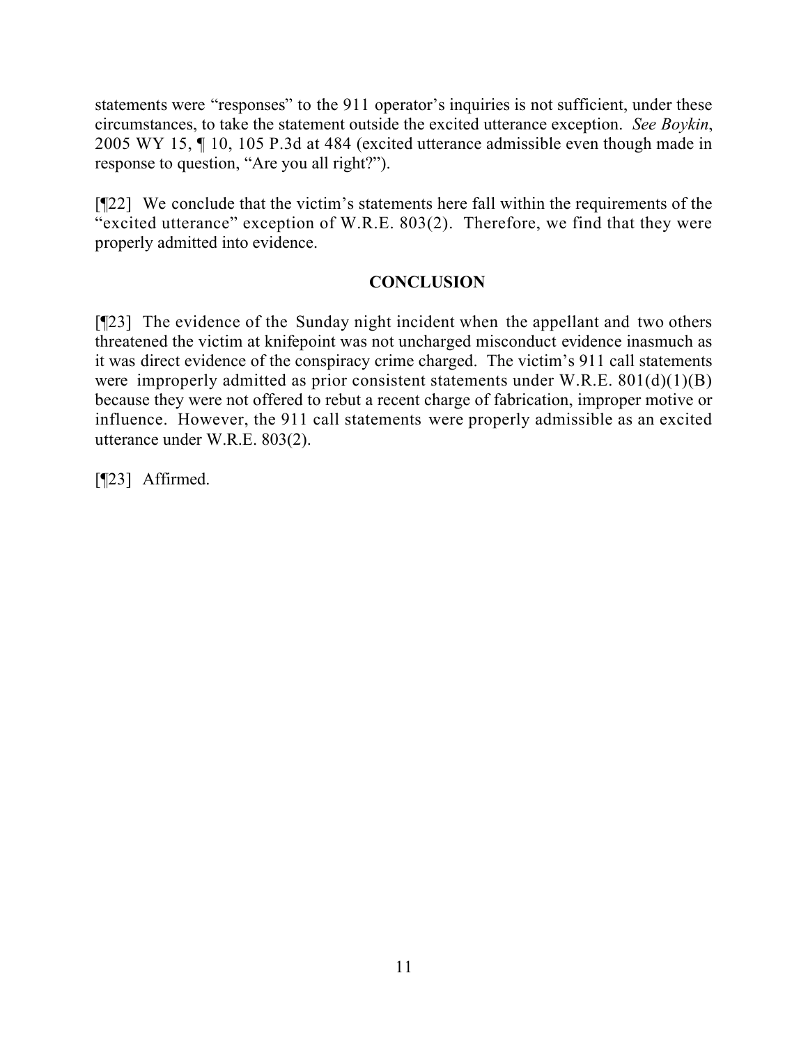statements were "responses" to the 911 operator's inquiries is not sufficient, under these circumstances, to take the statement outside the excited utterance exception. *See Boykin*, 2005 WY 15, ¶ 10, 105 P.3d at 484 (excited utterance admissible even though made in response to question, "Are you all right?").

[¶22] We conclude that the victim's statements here fall within the requirements of the "excited utterance" exception of W.R.E. 803(2). Therefore, we find that they were properly admitted into evidence.

## CONCLUSION

[¶23] The evidence of the Sunday night incident when the appellant and two others threatened the victim at knifepoint was not uncharged misconduct evidence inasmuch as it was direct evidence of the conspiracy crime charged. The victim's 911 call statements were improperly admitted as prior consistent statements under W.R.E. 801(d)(1)(B) because they were not offered to rebut a recent charge of fabrication, improper motive or influence. However, the 911 call statements were properly admissible as an excited utterance under W.R.E. 803(2).

[¶23] Affirmed.